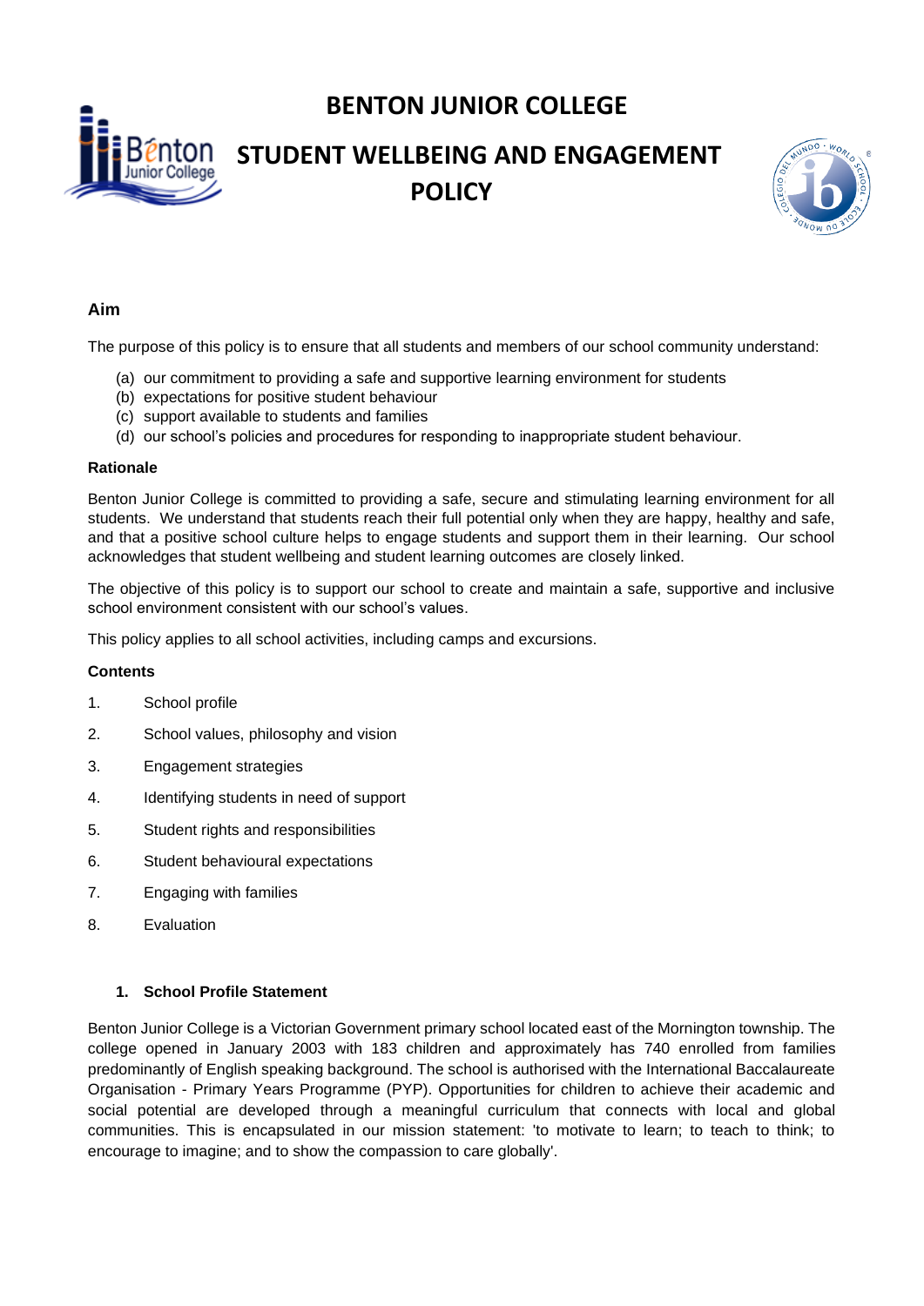# BENTON JUNIOR COLLEGE

# STUDENT WELLBEING AND ENGAGEMENT POLICY

## Aim

The purpose of this policy is to ensure that all students and members of our school community understand:

(a) our commitment to providing a safe and supportive learning environment for students
(b) expectations for positive student behaviour
(c) support available to students and families
(d) our school's policies and procedures for responding to inappropriate student behaviour.

### Rationale

Benton Junior College is committed to providing a safe, secure and stimulating learning environment for all students. We understand that students reach their full potential only when they are happy, healthy and safe, and that a positive school culture helps to engage students and support them in their learning. Our school acknowledges that student wellbeing and student learning outcomes are closely linked.

The objective of this policy is to support our school to create and maintain a safe, supportive and inclusive school environment consistent with our school's values.

This policy applies to all school activities, including camps and excursions.

### Contents

1. School profile
2. School values, philosophy and vision
3. Engagement strategies
4. Identifying students in need of support
5. Student rights and responsibilities
6. Student behavioural expectations
7. Engaging with families
8. Evaluation

### 1. School Profile Statement

Benton Junior College is a Victorian Government primary school located east of the Mornington township. The college opened in January 2003 with 183 children and approximately has 740 enrolled from families predominantly of English speaking background. The school is authorised with the International Baccalaureate Organisation - Primary Years Programme (PYP). Opportunities for children to achieve their academic and social potential are developed through a meaningful curriculum that connects with local and global communities. This is encapsulated in our mission statement: 'to motivate to learn; to teach to think; to encourage to imagine; and to show the compassion to care globally'.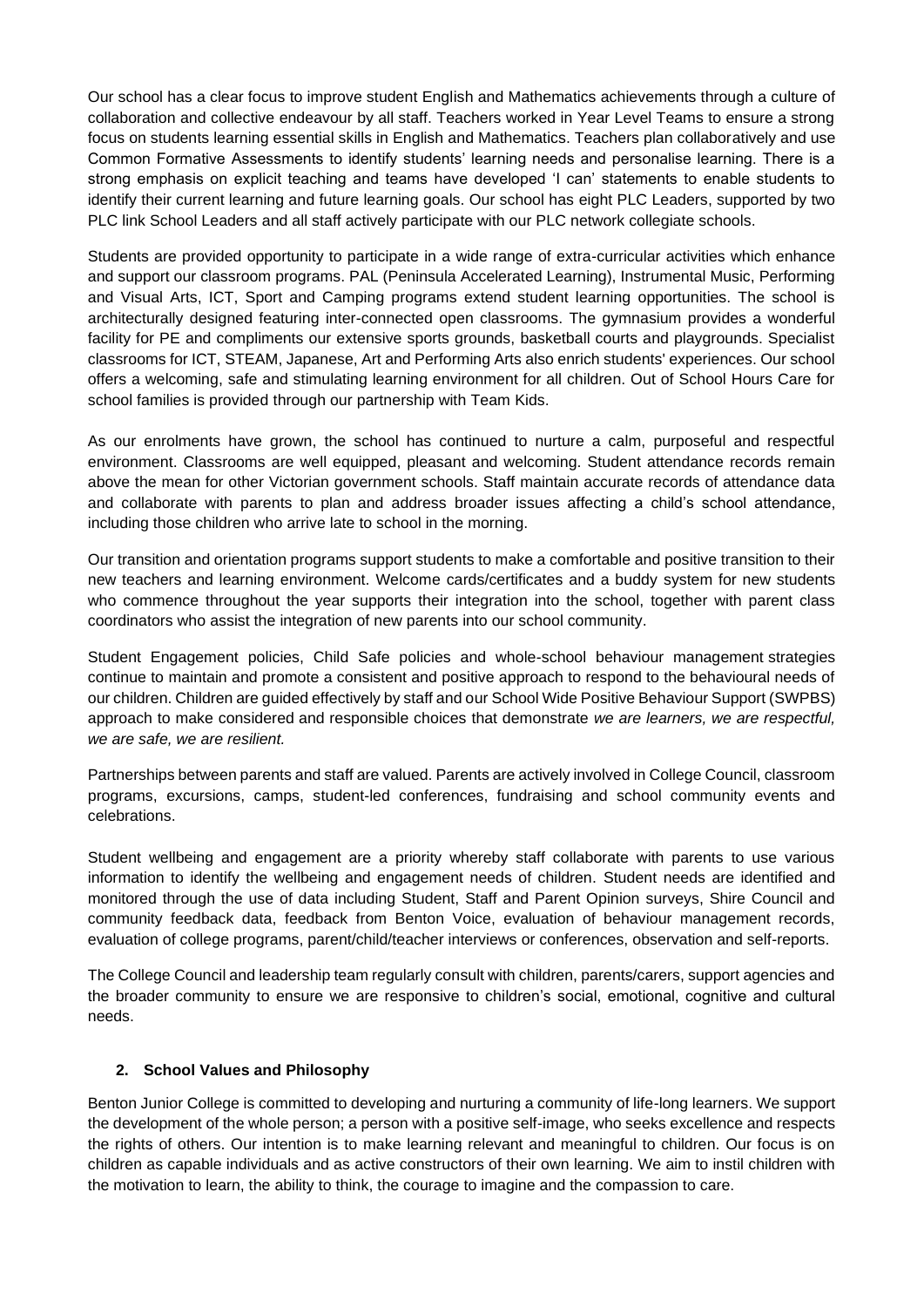Our school has a clear focus to improve student English and Mathematics achievements through a culture of collaboration and collective endeavour by all staff. Teachers worked in Year Level Teams to ensure a strong focus on students learning essential skills in English and Mathematics. Teachers plan collaboratively and use Common Formative Assessments to identify students' learning needs and personalise learning. There is a strong emphasis on explicit teaching and teams have developed 'I can' statements to enable students to identify their current learning and future learning goals. Our school has eight PLC Leaders, supported by two PLC link School Leaders and all staff actively participate with our PLC network collegiate schools.

Students are provided opportunity to participate in a wide range of extra-curricular activities which enhance and support our classroom programs. PAL (Peninsula Accelerated Learning), Instrumental Music, Performing and Visual Arts, ICT, Sport and Camping programs extend student learning opportunities. The school is architecturally designed featuring inter-connected open classrooms. The gymnasium provides a wonderful facility for PE and compliments our extensive sports grounds, basketball courts and playgrounds. Specialist classrooms for ICT, STEAM, Japanese, Art and Performing Arts also enrich students' experiences. Our school offers a welcoming, safe and stimulating learning environment for all children. Out of School Hours Care for school families is provided through our partnership with Team Kids.

As our enrolments have grown, the school has continued to nurture a calm, purposeful and respectful environment. Classrooms are well equipped, pleasant and welcoming. Student attendance records remain above the mean for other Victorian government schools. Staff maintain accurate records of attendance data and collaborate with parents to plan and address broader issues affecting a child's school attendance, including those children who arrive late to school in the morning.

Our transition and orientation programs support students to make a comfortable and positive transition to their new teachers and learning environment. Welcome cards/certificates and a buddy system for new students who commence throughout the year supports their integration into the school, together with parent class coordinators who assist the integration of new parents into our school community.

Student Engagement policies, Child Safe policies and whole-school behaviour management strategies continue to maintain and promote a consistent and positive approach to respond to the behavioural needs of our children. Children are guided effectively by staff and our School Wide Positive Behaviour Support (SWPBS) approach to make considered and responsible choices that demonstrate *we are learners, we are respectful, we are safe, we are resilient.*

Partnerships between parents and staff are valued. Parents are actively involved in College Council, classroom programs, excursions, camps, student-led conferences, fundraising and school community events and celebrations.

Student wellbeing and engagement are a priority whereby staff collaborate with parents to use various information to identify the wellbeing and engagement needs of children. Student needs are identified and monitored through the use of data including Student, Staff and Parent Opinion surveys, Shire Council and community feedback data, feedback from Benton Voice, evaluation of behaviour management records, evaluation of college programs, parent/child/teacher interviews or conferences, observation and self-reports.

The College Council and leadership team regularly consult with children, parents/carers, support agencies and the broader community to ensure we are responsive to children's social, emotional, cognitive and cultural needs.

## 2. School Values and Philosophy

Benton Junior College is committed to developing and nurturing a community of life-long learners. We support the development of the whole person; a person with a positive self-image, who seeks excellence and respects the rights of others. Our intention is to make learning relevant and meaningful to children. Our focus is on children as capable individuals and as active constructors of their own learning. We aim to instil children with the motivation to learn, the ability to think, the courage to imagine and the compassion to care.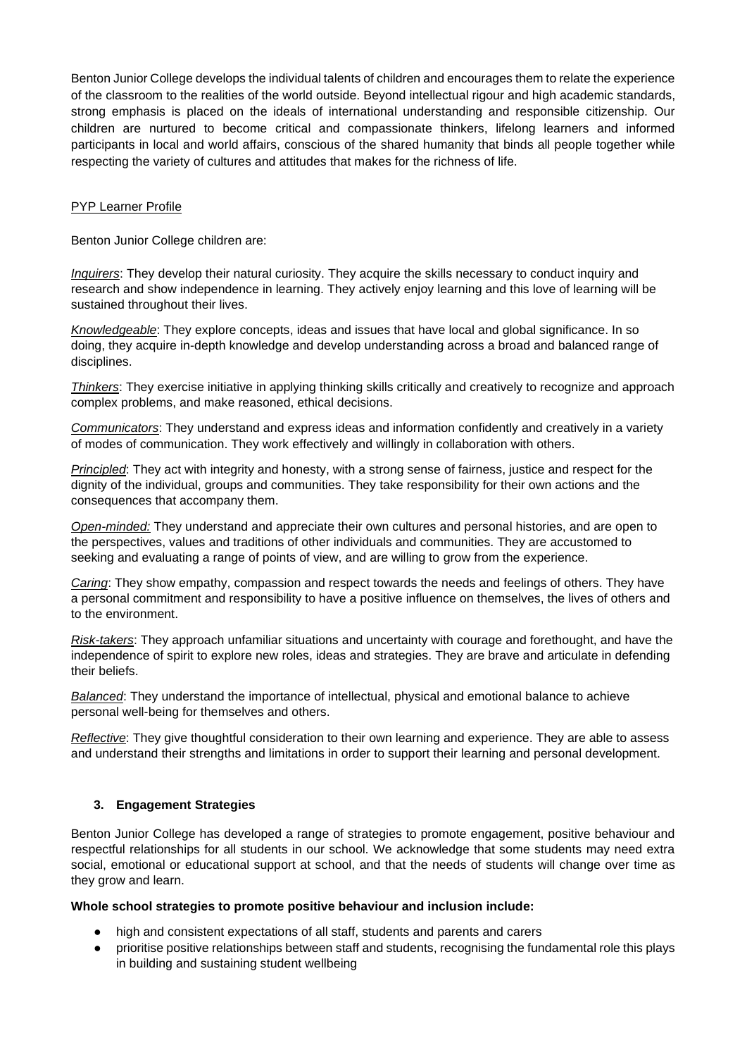Benton Junior College develops the individual talents of children and encourages them to relate the experience of the classroom to the realities of the world outside. Beyond intellectual rigour and high academic standards, strong emphasis is placed on the ideals of international understanding and responsible citizenship. Our children are nurtured to become critical and compassionate thinkers, lifelong learners and informed participants in local and world affairs, conscious of the shared humanity that binds all people together while respecting the variety of cultures and attitudes that makes for the richness of life.

PYP Learner Profile

Benton Junior College children are:

*Inquirers*: They develop their natural curiosity. They acquire the skills necessary to conduct inquiry and research and show independence in learning. They actively enjoy learning and this love of learning will be sustained throughout their lives.

*Knowledgeable*: They explore concepts, ideas and issues that have local and global significance. In so doing, they acquire in-depth knowledge and develop understanding across a broad and balanced range of disciplines.

*Thinkers*: They exercise initiative in applying thinking skills critically and creatively to recognize and approach complex problems, and make reasoned, ethical decisions.

*Communicators*: They understand and express ideas and information confidently and creatively in a variety of modes of communication. They work effectively and willingly in collaboration with others.

*Principled*: They act with integrity and honesty, with a strong sense of fairness, justice and respect for the dignity of the individual, groups and communities. They take responsibility for their own actions and the consequences that accompany them.

*Open-minded:* They understand and appreciate their own cultures and personal histories, and are open to the perspectives, values and traditions of other individuals and communities. They are accustomed to seeking and evaluating a range of points of view, and are willing to grow from the experience.

*Caring*: They show empathy, compassion and respect towards the needs and feelings of others. They have a personal commitment and responsibility to have a positive influence on themselves, the lives of others and to the environment.

*Risk-takers*: They approach unfamiliar situations and uncertainty with courage and forethought, and have the independence of spirit to explore new roles, ideas and strategies. They are brave and articulate in defending their beliefs.

*Balanced*: They understand the importance of intellectual, physical and emotional balance to achieve personal well-being for themselves and others.

*Reflective*: They give thoughtful consideration to their own learning and experience. They are able to assess and understand their strengths and limitations in order to support their learning and personal development.

## 3. Engagement Strategies

Benton Junior College has developed a range of strategies to promote engagement, positive behaviour and respectful relationships for all students in our school. We acknowledge that some students may need extra social, emotional or educational support at school, and that the needs of students will change over time as they grow and learn.

**Whole school strategies to promote positive behaviour and inclusion include:**

- high and consistent expectations of all staff, students and parents and carers
- prioritise positive relationships between staff and students, recognising the fundamental role this plays in building and sustaining student wellbeing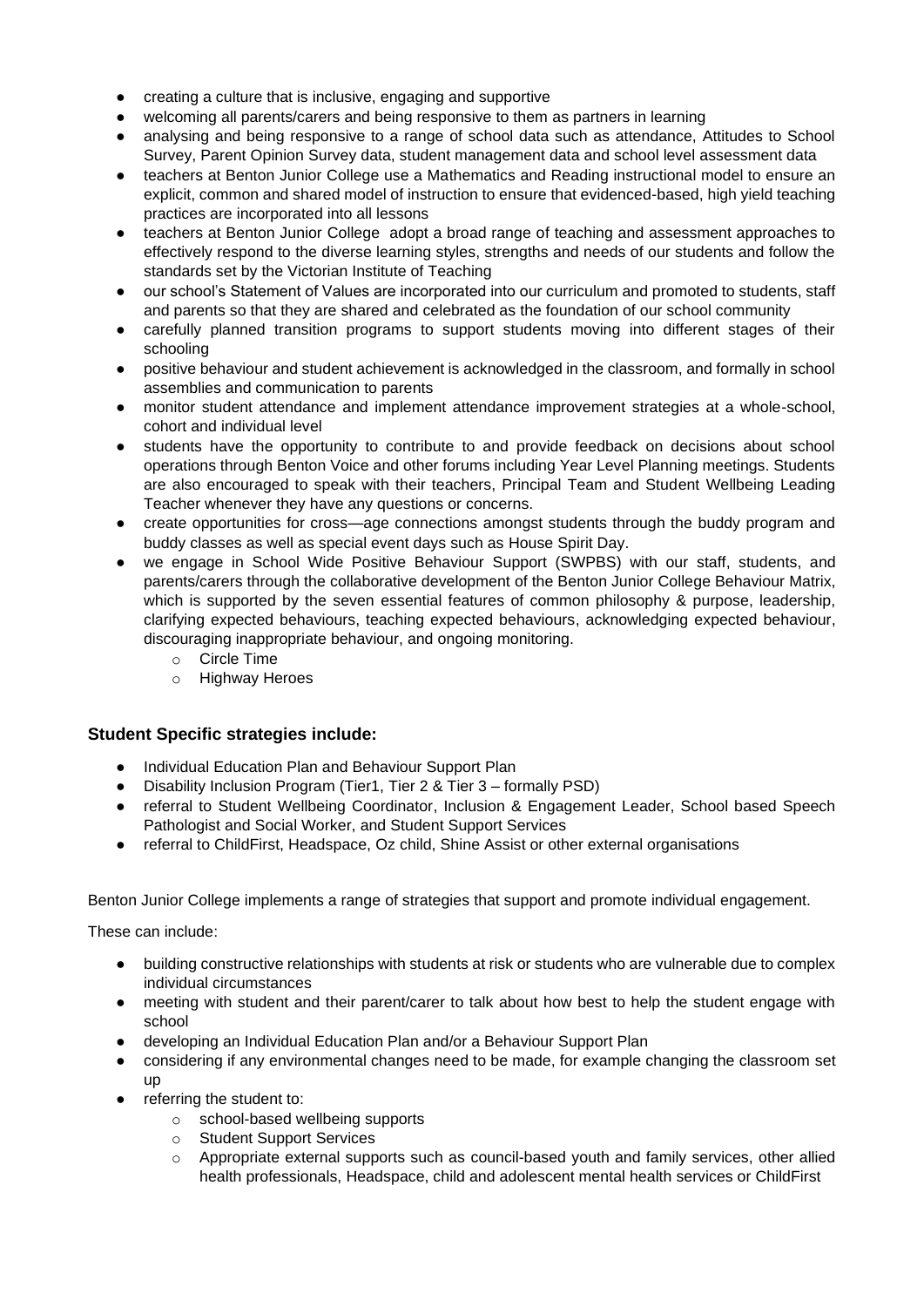- creating a culture that is inclusive, engaging and supportive
- welcoming all parents/carers and being responsive to them as partners in learning
- analysing and being responsive to a range of school data such as attendance, Attitudes to School Survey, Parent Opinion Survey data, student management data and school level assessment data
- teachers at Benton Junior College use a Mathematics and Reading instructional model to ensure an explicit, common and shared model of instruction to ensure that evidenced-based, high yield teaching practices are incorporated into all lessons
- teachers at Benton Junior College adopt a broad range of teaching and assessment approaches to effectively respond to the diverse learning styles, strengths and needs of our students and follow the standards set by the Victorian Institute of Teaching
- our school's Statement of Values are incorporated into our curriculum and promoted to students, staff and parents so that they are shared and celebrated as the foundation of our school community
- carefully planned transition programs to support students moving into different stages of their schooling
- positive behaviour and student achievement is acknowledged in the classroom, and formally in school assemblies and communication to parents
- monitor student attendance and implement attendance improvement strategies at a whole-school, cohort and individual level
- students have the opportunity to contribute to and provide feedback on decisions about school operations through Benton Voice and other forums including Year Level Planning meetings. Students are also encouraged to speak with their teachers, Principal Team and Student Wellbeing Leading Teacher whenever they have any questions or concerns.
- create opportunities for cross—age connections amongst students through the buddy program and buddy classes as well as special event days such as House Spirit Day.
- we engage in School Wide Positive Behaviour Support (SWPBS) with our staff, students, and parents/carers through the collaborative development of the Benton Junior College Behaviour Matrix, which is supported by the seven essential features of common philosophy & purpose, leadership, clarifying expected behaviours, teaching expected behaviours, acknowledging expected behaviour, discouraging inappropriate behaviour, and ongoing monitoring.
  - Circle Time
  - Highway Heroes

### Student Specific strategies include:

- Individual Education Plan and Behaviour Support Plan
- Disability Inclusion Program (Tier1, Tier 2 & Tier 3 – formally PSD)
- referral to Student Wellbeing Coordinator, Inclusion & Engagement Leader, School based Speech Pathologist and Social Worker, and Student Support Services
- referral to ChildFirst, Headspace, Oz child, Shine Assist or other external organisations

Benton Junior College implements a range of strategies that support and promote individual engagement.

These can include:

- building constructive relationships with students at risk or students who are vulnerable due to complex individual circumstances
- meeting with student and their parent/carer to talk about how best to help the student engage with school
- developing an Individual Education Plan and/or a Behaviour Support Plan
- considering if any environmental changes need to be made, for example changing the classroom set up
- referring the student to:
  - school-based wellbeing supports
  - Student Support Services
  - Appropriate external supports such as council-based youth and family services, other allied health professionals, Headspace, child and adolescent mental health services or ChildFirst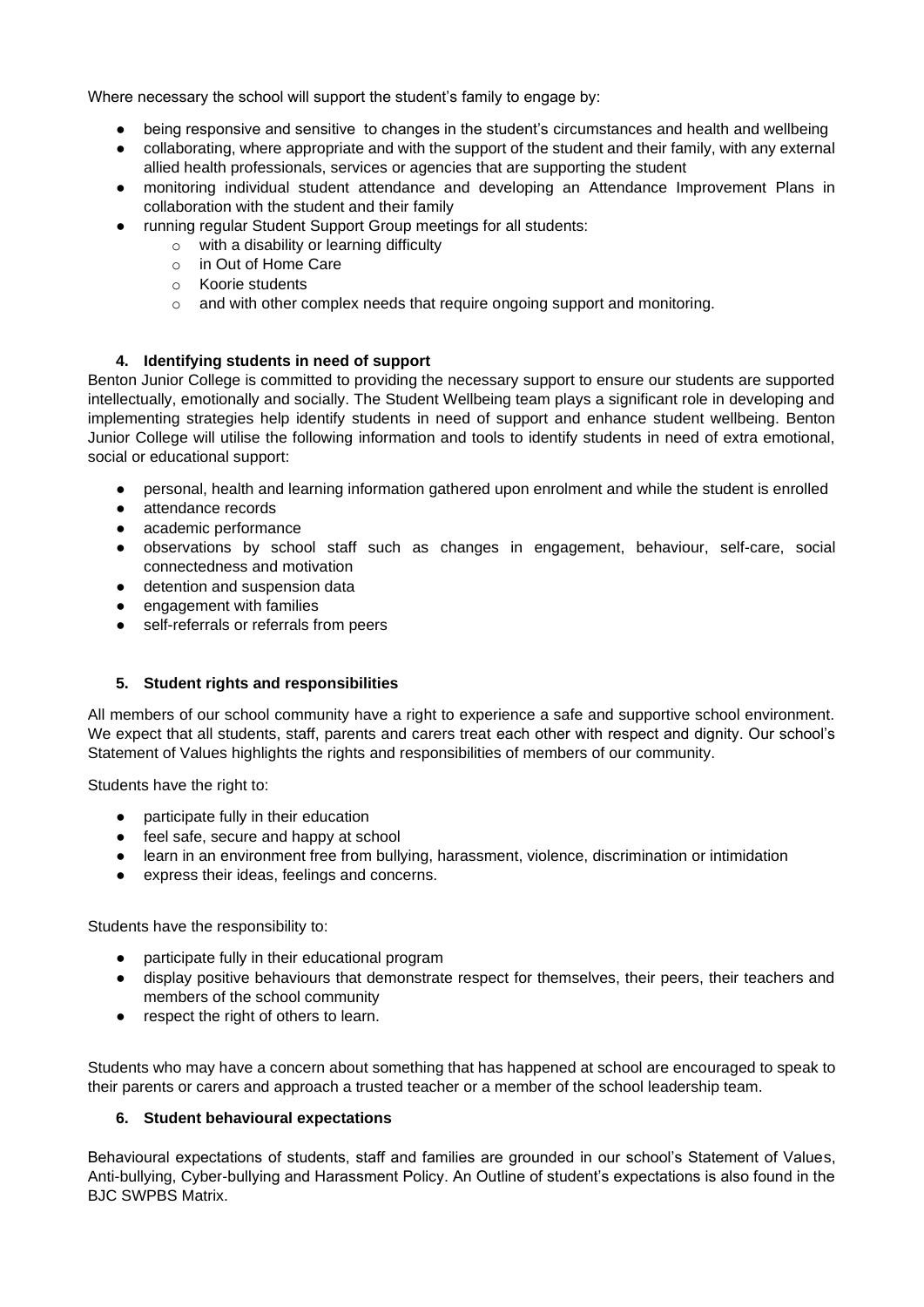Where necessary the school will support the student's family to engage by:

- being responsive and sensitive to changes in the student's circumstances and health and wellbeing
- collaborating, where appropriate and with the support of the student and their family, with any external allied health professionals, services or agencies that are supporting the student
- monitoring individual student attendance and developing an Attendance Improvement Plans in collaboration with the student and their family
- running regular Student Support Group meetings for all students:
  - with a disability or learning difficulty
  - in Out of Home Care
  - Koorie students
  - and with other complex needs that require ongoing support and monitoring.

### 4. Identifying students in need of support

Benton Junior College is committed to providing the necessary support to ensure our students are supported intellectually, emotionally and socially. The Student Wellbeing team plays a significant role in developing and implementing strategies help identify students in need of support and enhance student wellbeing. Benton Junior College will utilise the following information and tools to identify students in need of extra emotional, social or educational support:

- personal, health and learning information gathered upon enrolment and while the student is enrolled
- attendance records
- academic performance
- observations by school staff such as changes in engagement, behaviour, self-care, social connectedness and motivation
- detention and suspension data
- engagement with families
- self-referrals or referrals from peers

### 5. Student rights and responsibilities

All members of our school community have a right to experience a safe and supportive school environment. We expect that all students, staff, parents and carers treat each other with respect and dignity. Our school's Statement of Values highlights the rights and responsibilities of members of our community.

Students have the right to:

- participate fully in their education
- feel safe, secure and happy at school
- learn in an environment free from bullying, harassment, violence, discrimination or intimidation
- express their ideas, feelings and concerns.

Students have the responsibility to:

- participate fully in their educational program
- display positive behaviours that demonstrate respect for themselves, their peers, their teachers and members of the school community
- respect the right of others to learn.

Students who may have a concern about something that has happened at school are encouraged to speak to their parents or carers and approach a trusted teacher or a member of the school leadership team.

### 6. Student behavioural expectations

Behavioural expectations of students, staff and families are grounded in our school's Statement of Values, Anti-bullying, Cyber-bullying and Harassment Policy. An Outline of student's expectations is also found in the BJC SWPBS Matrix.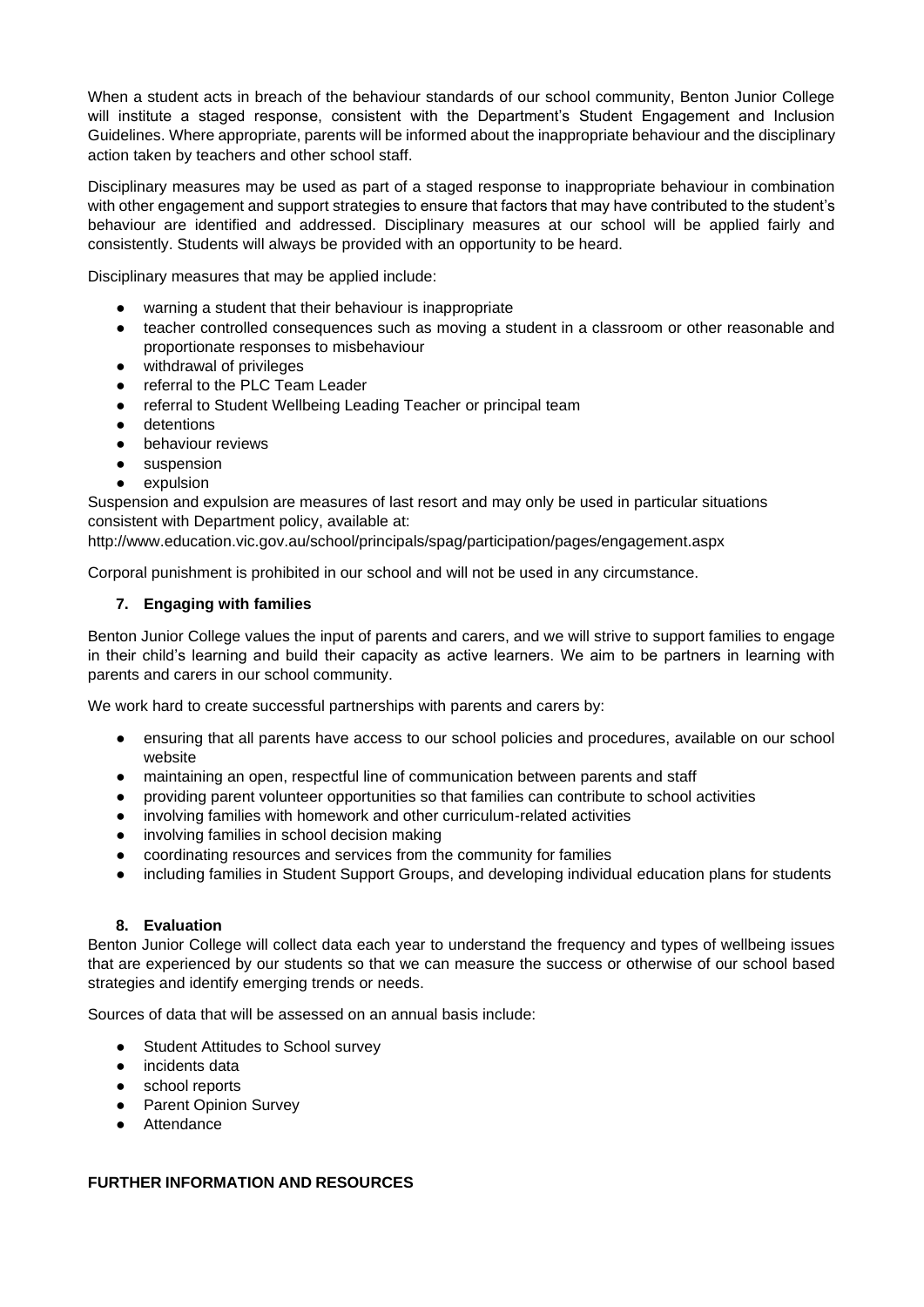When a student acts in breach of the behaviour standards of our school community, Benton Junior College will institute a staged response, consistent with the Department's Student Engagement and Inclusion Guidelines. Where appropriate, parents will be informed about the inappropriate behaviour and the disciplinary action taken by teachers and other school staff.

Disciplinary measures may be used as part of a staged response to inappropriate behaviour in combination with other engagement and support strategies to ensure that factors that may have contributed to the student's behaviour are identified and addressed. Disciplinary measures at our school will be applied fairly and consistently. Students will always be provided with an opportunity to be heard.

Disciplinary measures that may be applied include:

- warning a student that their behaviour is inappropriate
- teacher controlled consequences such as moving a student in a classroom or other reasonable and proportionate responses to misbehaviour
- withdrawal of privileges
- referral to the PLC Team Leader
- referral to Student Wellbeing Leading Teacher or principal team
- detentions
- behaviour reviews
- suspension
- expulsion

Suspension and expulsion are measures of last resort and may only be used in particular situations consistent with Department policy, available at:
http://www.education.vic.gov.au/school/principals/spag/participation/pages/engagement.aspx

Corporal punishment is prohibited in our school and will not be used in any circumstance.

### 7. Engaging with families

Benton Junior College values the input of parents and carers, and we will strive to support families to engage in their child's learning and build their capacity as active learners. We aim to be partners in learning with parents and carers in our school community.

We work hard to create successful partnerships with parents and carers by:

- ensuring that all parents have access to our school policies and procedures, available on our school website
- maintaining an open, respectful line of communication between parents and staff
- providing parent volunteer opportunities so that families can contribute to school activities
- involving families with homework and other curriculum-related activities
- involving families in school decision making
- coordinating resources and services from the community for families
- including families in Student Support Groups, and developing individual education plans for students

### 8. Evaluation

Benton Junior College will collect data each year to understand the frequency and types of wellbeing issues that are experienced by our students so that we can measure the success or otherwise of our school based strategies and identify emerging trends or needs.

Sources of data that will be assessed on an annual basis include:

- Student Attitudes to School survey
- incidents data
- school reports
- Parent Opinion Survey
- Attendance

## FURTHER INFORMATION AND RESOURCES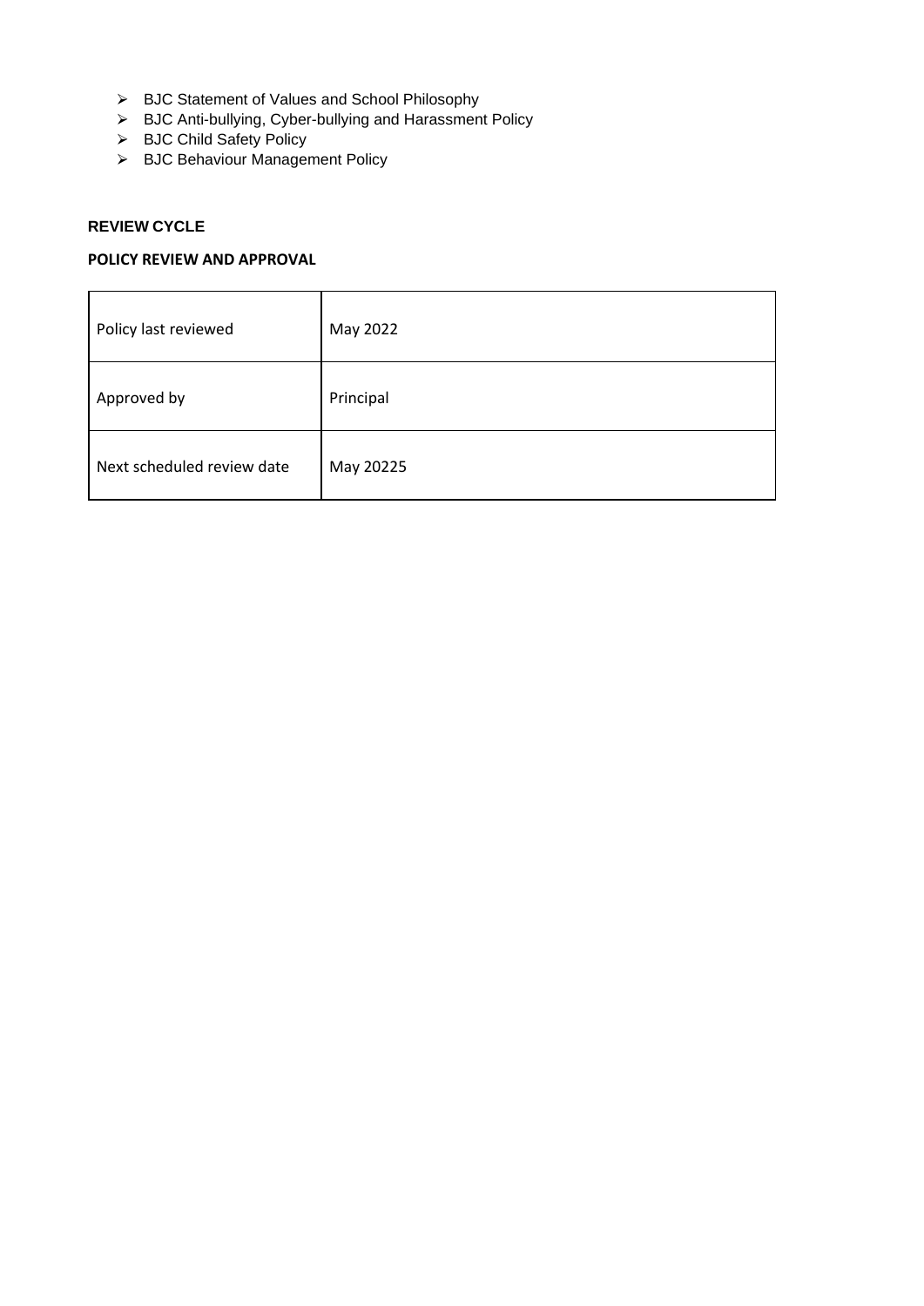- BJC Statement of Values and School Philosophy
- BJC Anti-bullying, Cyber-bullying and Harassment Policy
- BJC Child Safety Policy
- BJC Behaviour Management Policy

**REVIEW CYCLE**

**POLICY REVIEW AND APPROVAL**

| | |
|---|---|
| Policy last reviewed | May 2022 |
| Approved by | Principal |
| Next scheduled review date | May 20225 |